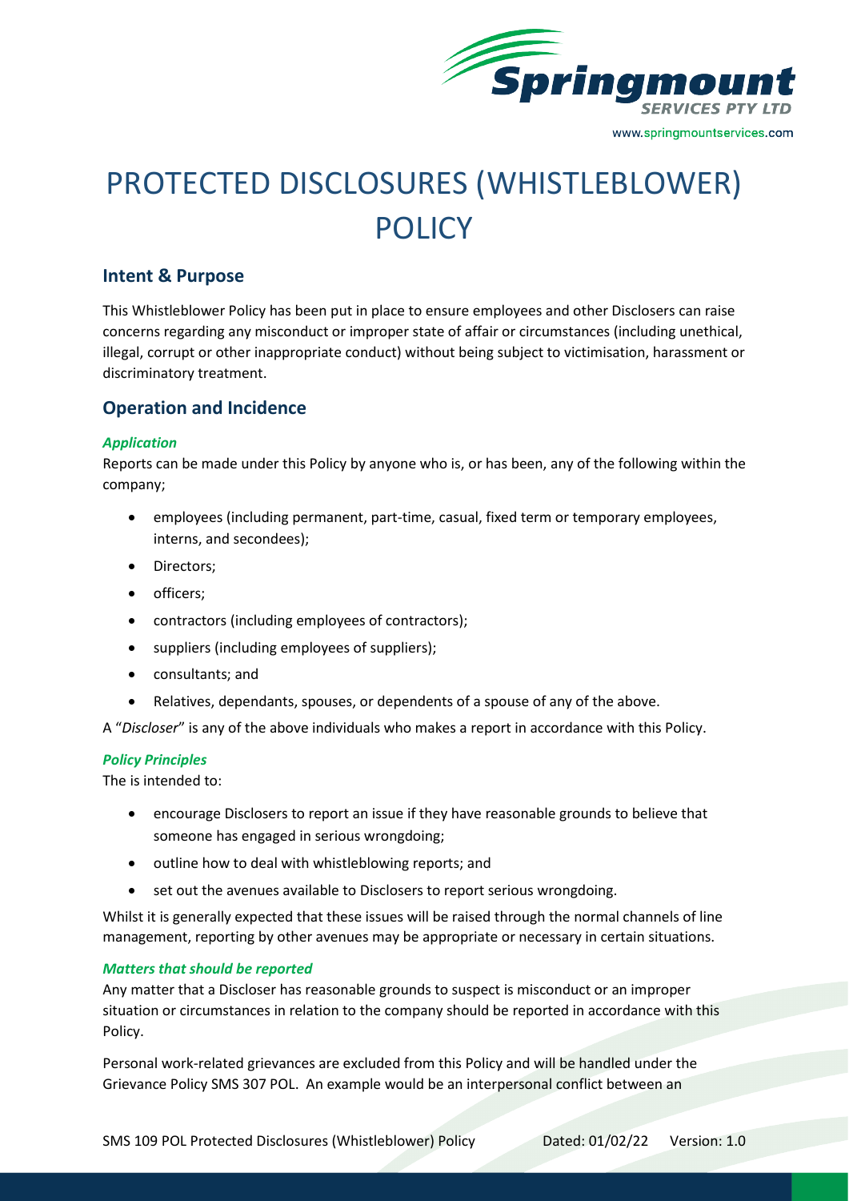# PROTECTED DISCLOSURES (WHISTLEBLOWER) POLICY

## Intent & Purpose

This Whistleblower Policy has been put in place to ensure employees and other Disclosers can raise concerns regarding any misconduct or improper state of affair or circumstances (including unethical, illegal, corrupt or other inappropriate conduct) without being subject to victimisation, harassment or discriminatory treatment.

## Operation and Incidence

### *Application*

Reports can be made under this Policy by anyone who is, or has been, any of the following within the company;

- employees (including permanent, part-time, casual, fixed term or temporary employees, interns, and secondees);
- Directors;
- officers;
- contractors (including employees of contractors);
- suppliers (including employees of suppliers);
- consultants; and
- Relatives, dependants, spouses, or dependents of a spouse of any of the above.

A "*Discloser*" is any of the above individuals who makes a report in accordance with this Policy.

### *Policy Principles*

The is intended to:

- encourage Disclosers to report an issue if they have reasonable grounds to believe that someone has engaged in serious wrongdoing;
- outline how to deal with whistleblowing reports; and
- set out the avenues available to Disclosers to report serious wrongdoing.

Whilst it is generally expected that these issues will be raised through the normal channels of line management, reporting by other avenues may be appropriate or necessary in certain situations.

### *Matters that should be reported*

Any matter that a Discloser has reasonable grounds to suspect is misconduct or an improper situation or circumstances in relation to the company should be reported in accordance with this Policy.

Personal work-related grievances are excluded from this Policy and will be handled under the Grievance Policy SMS 307 POL. An example would be an interpersonal conflict between an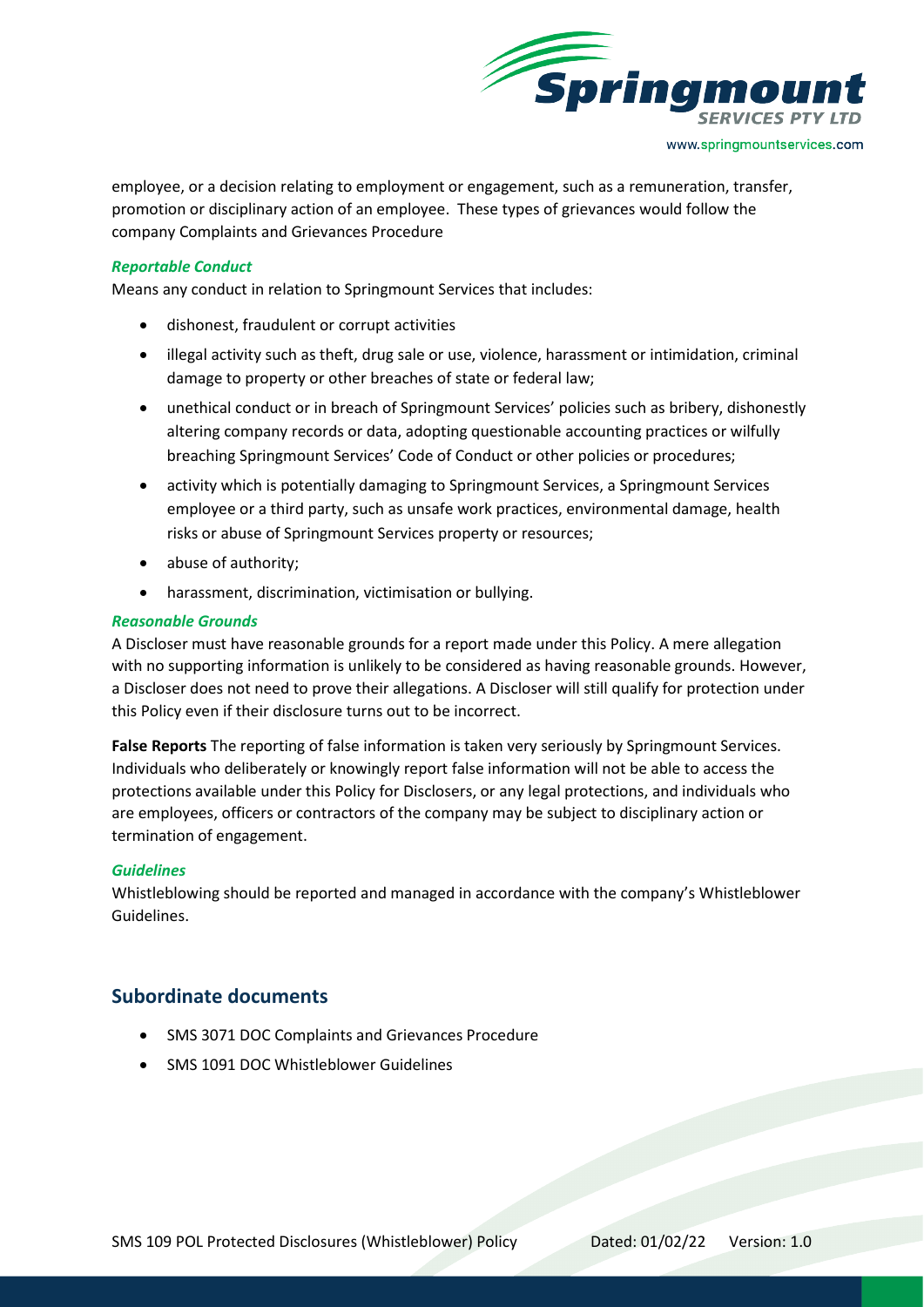employee, or a decision relating to employment or engagement, such as a remuneration, transfer, promotion or disciplinary action of an employee. These types of grievances would follow the company Complaints and Grievances Procedure

***Reportable Conduct***

Means any conduct in relation to Springmount Services that includes:

- dishonest, fraudulent or corrupt activities
- illegal activity such as theft, drug sale or use, violence, harassment or intimidation, criminal damage to property or other breaches of state or federal law;
- unethical conduct or in breach of Springmount Services' policies such as bribery, dishonestly altering company records or data, adopting questionable accounting practices or wilfully breaching Springmount Services' Code of Conduct or other policies or procedures;
- activity which is potentially damaging to Springmount Services, a Springmount Services employee or a third party, such as unsafe work practices, environmental damage, health risks or abuse of Springmount Services property or resources;
- abuse of authority;
- harassment, discrimination, victimisation or bullying.

***Reasonable Grounds***

A Discloser must have reasonable grounds for a report made under this Policy. A mere allegation with no supporting information is unlikely to be considered as having reasonable grounds. However, a Discloser does not need to prove their allegations. A Discloser will still qualify for protection under this Policy even if their disclosure turns out to be incorrect.

**False Reports** The reporting of false information is taken very seriously by Springmount Services. Individuals who deliberately or knowingly report false information will not be able to access the protections available under this Policy for Disclosers, or any legal protections, and individuals who are employees, officers or contractors of the company may be subject to disciplinary action or termination of engagement.

***Guidelines***

Whistleblowing should be reported and managed in accordance with the company's Whistleblower Guidelines.

## Subordinate documents

- SMS 3071 DOC Complaints and Grievances Procedure
- SMS 1091 DOC Whistleblower Guidelines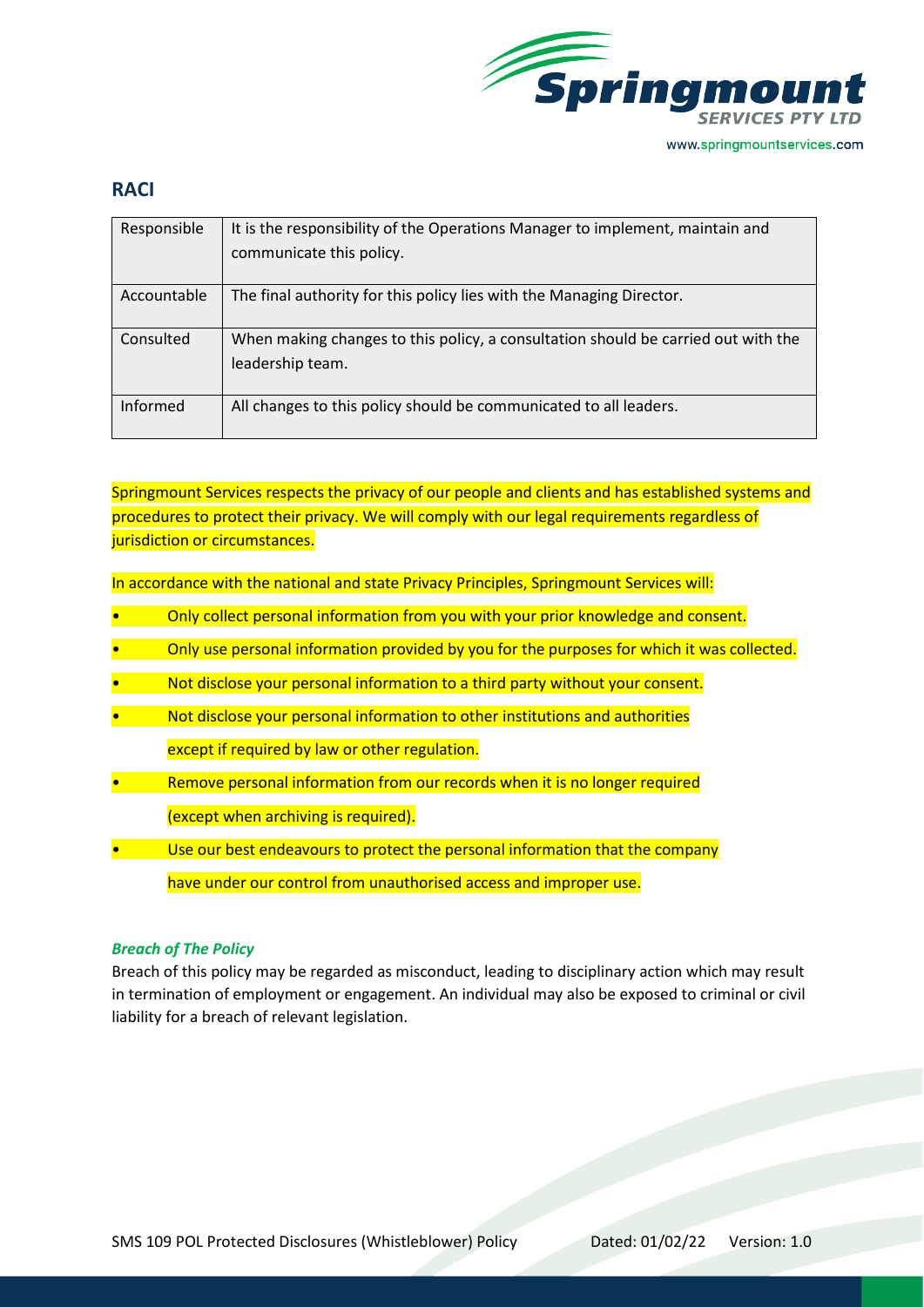## RACI

| Responsible | It is the responsibility of the Operations Manager to implement, maintain and communicate this policy. |
|---|---|
| Accountable | The final authority for this policy lies with the Managing Director. |
| Consulted | When making changes to this policy, a consultation should be carried out with the leadership team. |
| Informed | All changes to this policy should be communicated to all leaders. |

Springmount Services respects the privacy of our people and clients and has established systems and procedures to protect their privacy. We will comply with our legal requirements regardless of jurisdiction or circumstances.

In accordance with the national and state Privacy Principles, Springmount Services will:

- Only collect personal information from you with your prior knowledge and consent.
- Only use personal information provided by you for the purposes for which it was collected.
- Not disclose your personal information to a third party without your consent.
- Not disclose your personal information to other institutions and authorities except if required by law or other regulation.
- Remove personal information from our records when it is no longer required (except when archiving is required).
- Use our best endeavours to protect the personal information that the company have under our control from unauthorised access and improper use.

### *Breach of The Policy*

Breach of this policy may be regarded as misconduct, leading to disciplinary action which may result in termination of employment or engagement. An individual may also be exposed to criminal or civil liability for a breach of relevant legislation.